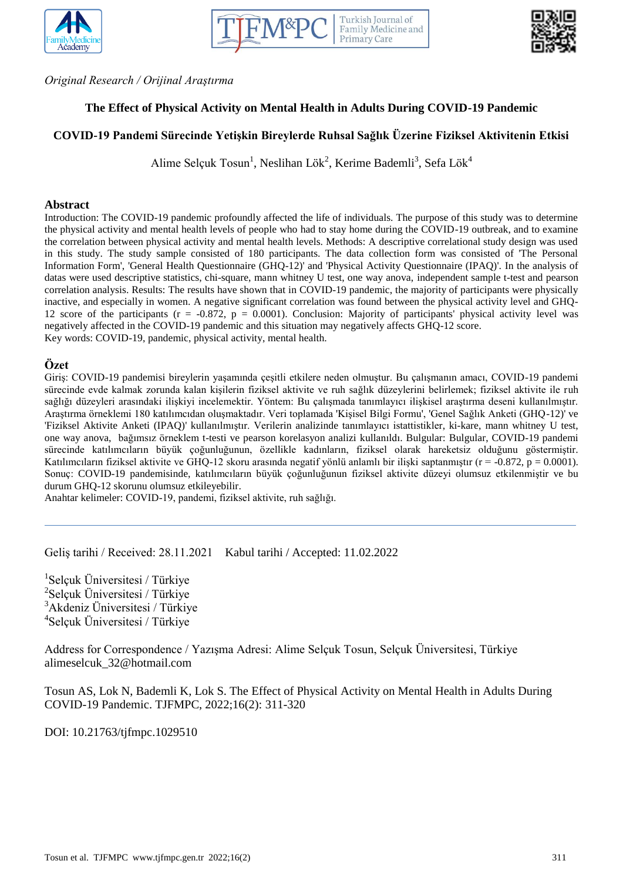*Original Research / Orijinal Araştırma*

# The Effect of Physical Activity on Mental Health in Adults During COVID-19 Pandemic

# COVID-19 Pandemi Sürecinde Yetişkin Bireylerde Ruhsal Sağlık Üzerine Fiziksel Aktivitenin Etkisi

Alime Selçuk Tosun[1], Neslihan Lök[2], Kerime Bademli[3], Sefa Lök[4]

## Abstract

Introduction: The COVID-19 pandemic profoundly affected the life of individuals. The purpose of this study was to determine the physical activity and mental health levels of people who had to stay home during the COVID-19 outbreak, and to examine the correlation between physical activity and mental health levels. Methods: A descriptive correlational study design was used in this study. The study sample consisted of 180 participants. The data collection form was consisted of 'The Personal Information Form', 'General Health Questionnaire (GHQ-12)' and 'Physical Activity Questionnaire (IPAQ)'. In the analysis of datas were used descriptive statistics, chi-square, mann whitney U test, one way anova, independent sample t-test and pearson correlation analysis. Results: The results have shown that in COVID-19 pandemic, the majority of participants were physically inactive, and especially in women. A negative significant correlation was found between the physical activity level and GHQ-12 score of the participants ($r = -0.872$, $p = 0.0001$). Conclusion: Majority of participants' physical activity level was negatively affected in the COVID-19 pandemic and this situation may negatively affects GHQ-12 score.

Key words: COVID-19, pandemic, physical activity, mental health.

## Özet

Giriş: COVID-19 pandemisi bireylerin yaşamında çeşitli etkilere neden olmuştur. Bu çalışmanın amacı, COVID-19 pandemi sürecinde evde kalmak zorunda kalan kişilerin fiziksel aktivite ve ruh sağlık düzeylerini belirlemek; fiziksel aktivite ile ruh sağlığı düzeyleri arasındaki ilişkiyi incelemektir. Yöntem: Bu çalışmada tanımlayıcı ilişkisel araştırma deseni kullanılmıştır. Araştırma örneklemi 180 katılımcıdan oluşmaktadır. Veri toplamada 'Kişisel Bilgi Formu', 'Genel Sağlık Anketi (GHQ-12)' ve 'Fiziksel Aktivite Anketi (IPAQ)' kullanılmıştır. Verilerin analizinde tanımlayıcı istatistikler, ki-kare, mann whitney U test, one way anova, bağımsız örneklem t-testi ve pearson korelasyon analizi kullanıldı. Bulgular: Bulgular, COVID-19 pandemi sürecinde katılımcıların büyük çoğunluğunun, özellikle kadınların, fiziksel olarak hareketsiz olduğunu göstermiştir. Katılımcıların fiziksel aktivite ve GHQ-12 skoru arasında negatif yönlü anlamlı bir ilişki saptanmıştır ($r = -0.872$, $p = 0.0001$). Sonuç: COVID-19 pandemisinde, katılımcıların büyük çoğunluğunun fiziksel aktivite düzeyi olumsuz etkilenmiştir ve bu durum GHQ-12 skorunu olumsuz etkileyebilir.

Anahtar kelimeler: COVID-19, pandemi, fiziksel aktivite, ruh sağlığı.

---

Geliş tarihi / Received: 28.11.2021 Kabul tarihi / Accepted: 11.02.2022

[1]Selçuk Üniversitesi / Türkiye
[2]Selçuk Üniversitesi / Türkiye
[3]Akdeniz Üniversitesi / Türkiye
[4]Selçuk Üniversitesi / Türkiye

Address for Correspondence / Yazışma Adresi: Alime Selçuk Tosun, Selçuk Üniversitesi, Türkiye
alimeselcuk_32@hotmail.com

Tosun AS, Lok N, Bademli K, Lok S. The Effect of Physical Activity on Mental Health in Adults During COVID-19 Pandemic. TJFMPC, 2022;16(2): 311-320

DOI: 10.21763/tjfmpc.1029510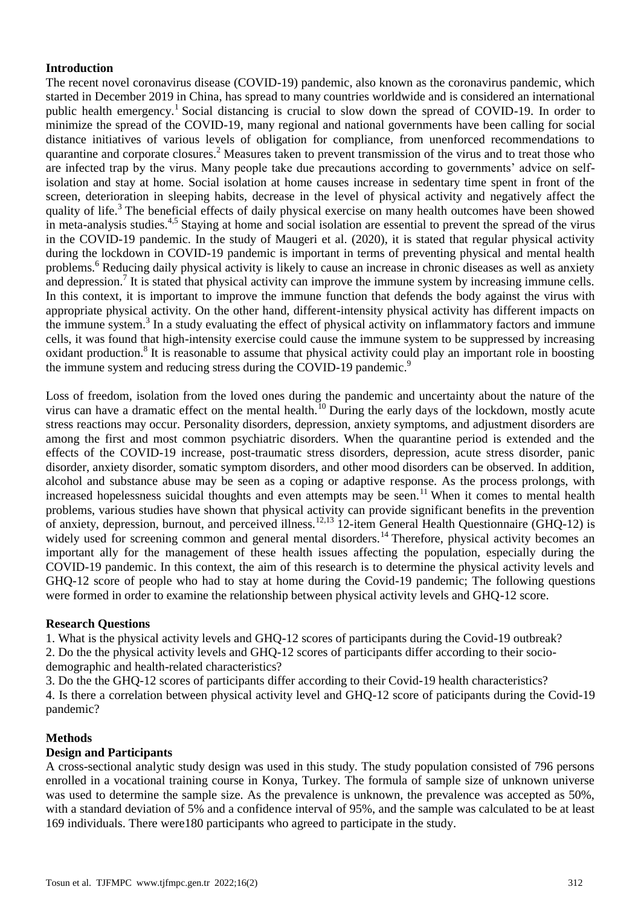## Introduction

The recent novel coronavirus disease (COVID-19) pandemic, also known as the coronavirus pandemic, which started in December 2019 in China, has spread to many countries worldwide and is considered an international public health emergency.[1] Social distancing is crucial to slow down the spread of COVID-19. In order to minimize the spread of the COVID-19, many regional and national governments have been calling for social distance initiatives of various levels of obligation for compliance, from unenforced recommendations to quarantine and corporate closures.[2] Measures taken to prevent transmission of the virus and to treat those who are infected trap by the virus. Many people take due precautions according to governments' advice on self-isolation and stay at home. Social isolation at home causes increase in sedentary time spent in front of the screen, deterioration in sleeping habits, decrease in the level of physical activity and negatively affect the quality of life.[3] The beneficial effects of daily physical exercise on many health outcomes have been showed in meta-analysis studies.[4,5] Staying at home and social isolation are essential to prevent the spread of the virus in the COVID-19 pandemic. In the study of Maugeri et al. (2020), it is stated that regular physical activity during the lockdown in COVID-19 pandemic is important in terms of preventing physical and mental health problems.[6] Reducing daily physical activity is likely to cause an increase in chronic diseases as well as anxiety and depression.[7] It is stated that physical activity can improve the immune system by increasing immune cells. In this context, it is important to improve the immune function that defends the body against the virus with appropriate physical activity. On the other hand, different-intensity physical activity has different impacts on the immune system.[3] In a study evaluating the effect of physical activity on inflammatory factors and immune cells, it was found that high-intensity exercise could cause the immune system to be suppressed by increasing oxidant production.[8] It is reasonable to assume that physical activity could play an important role in boosting the immune system and reducing stress during the COVID-19 pandemic.[9]

Loss of freedom, isolation from the loved ones during the pandemic and uncertainty about the nature of the virus can have a dramatic effect on the mental health.[10] During the early days of the lockdown, mostly acute stress reactions may occur. Personality disorders, depression, anxiety symptoms, and adjustment disorders are among the first and most common psychiatric disorders. When the quarantine period is extended and the effects of the COVID-19 increase, post-traumatic stress disorders, depression, acute stress disorder, panic disorder, anxiety disorder, somatic symptom disorders, and other mood disorders can be observed. In addition, alcohol and substance abuse may be seen as a coping or adaptive response. As the process prolongs, with increased hopelessness suicidal thoughts and even attempts may be seen.[11] When it comes to mental health problems, various studies have shown that physical activity can provide significant benefits in the prevention of anxiety, depression, burnout, and perceived illness.[12,13] 12-item General Health Questionnaire (GHQ-12) is widely used for screening common and general mental disorders.[14] Therefore, physical activity becomes an important ally for the management of these health issues affecting the population, especially during the COVID-19 pandemic. In this context, the aim of this research is to determine the physical activity levels and GHQ-12 score of people who had to stay at home during the Covid-19 pandemic; The following questions were formed in order to examine the relationship between physical activity levels and GHQ-12 score.

## Research Questions

1. What is the physical activity levels and GHQ-12 scores of participants during the Covid-19 outbreak?
2. Do the the physical activity levels and GHQ-12 scores of participants differ according to their socio-demographic and health-related characteristics?
3. Do the the GHQ-12 scores of participants differ according to their Covid-19 health characteristics?
4. Is there a correlation between physical activity level and GHQ-12 score of paticipants during the Covid-19 pandemic?

## Methods

### Design and Participants

A cross-sectional analytic study design was used in this study. The study population consisted of 796 persons enrolled in a vocational training course in Konya, Turkey. The formula of sample size of unknown universe was used to determine the sample size. As the prevalence is unknown, the prevalence was accepted as 50%, with a standard deviation of 5% and a confidence interval of 95%, and the sample was calculated to be at least 169 individuals. There were180 participants who agreed to participate in the study.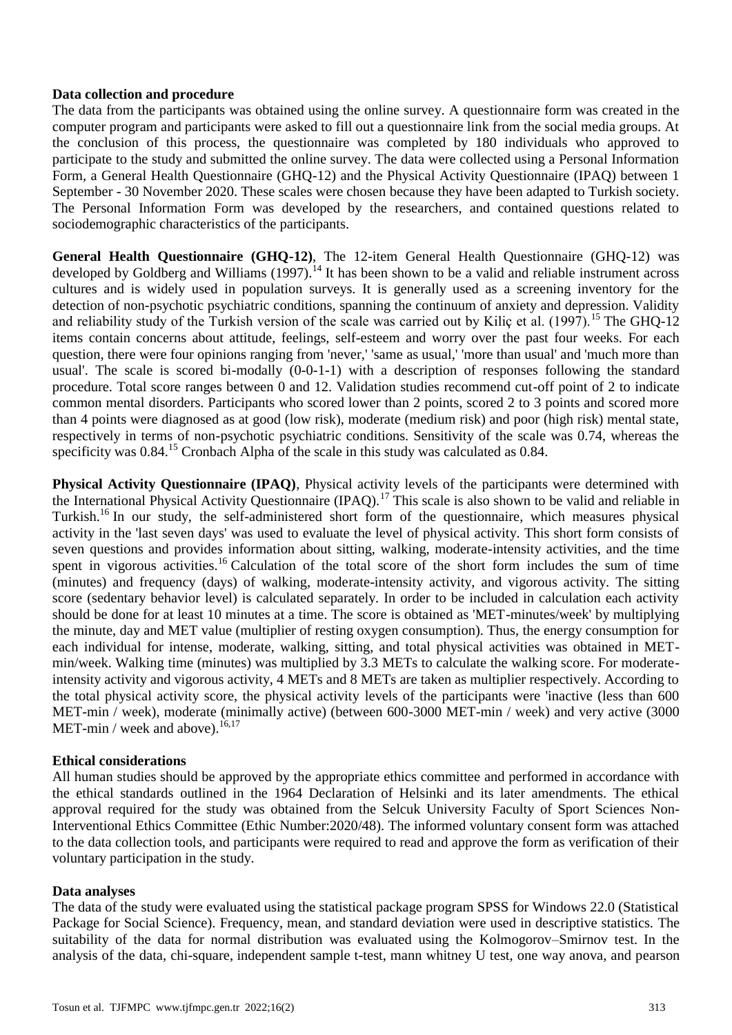**Data collection and procedure**

The data from the participants was obtained using the online survey. A questionnaire form was created in the computer program and participants were asked to fill out a questionnaire link from the social media groups. At the conclusion of this process, the questionnaire was completed by 180 individuals who approved to participate to the study and submitted the online survey. The data were collected using a Personal Information Form, a General Health Questionnaire (GHQ-12) and the Physical Activity Questionnaire (IPAQ) between 1 September - 30 November 2020. These scales were chosen because they have been adapted to Turkish society. The Personal Information Form was developed by the researchers, and contained questions related to sociodemographic characteristics of the participants.

**General Health Questionnaire (GHQ-12)**, The 12-item General Health Questionnaire (GHQ-12) was developed by Goldberg and Williams (1997).[14] It has been shown to be a valid and reliable instrument across cultures and is widely used in population surveys. It is generally used as a screening inventory for the detection of non-psychotic psychiatric conditions, spanning the continuum of anxiety and depression. Validity and reliability study of the Turkish version of the scale was carried out by Kiliç et al. (1997).[15] The GHQ-12 items contain concerns about attitude, feelings, self-esteem and worry over the past four weeks. For each question, there were four opinions ranging from 'never,' 'same as usual,' 'more than usual' and 'much more than usual'. The scale is scored bi-modally (0-0-1-1) with a description of responses following the standard procedure. Total score ranges between 0 and 12. Validation studies recommend cut-off point of 2 to indicate common mental disorders. Participants who scored lower than 2 points, scored 2 to 3 points and scored more than 4 points were diagnosed as at good (low risk), moderate (medium risk) and poor (high risk) mental state, respectively in terms of non-psychotic psychiatric conditions. Sensitivity of the scale was 0.74, whereas the specificity was 0.84.[15] Cronbach Alpha of the scale in this study was calculated as 0.84.

**Physical Activity Questionnaire (IPAQ)**, Physical activity levels of the participants were determined with the International Physical Activity Questionnaire (IPAQ).[17] This scale is also shown to be valid and reliable in Turkish.[16] In our study, the self-administered short form of the questionnaire, which measures physical activity in the 'last seven days' was used to evaluate the level of physical activity. This short form consists of seven questions and provides information about sitting, walking, moderate-intensity activities, and the time spent in vigorous activities.[16] Calculation of the total score of the short form includes the sum of time (minutes) and frequency (days) of walking, moderate-intensity activity, and vigorous activity. The sitting score (sedentary behavior level) is calculated separately. In order to be included in calculation each activity should be done for at least 10 minutes at a time. The score is obtained as 'MET-minutes/week' by multiplying the minute, day and MET value (multiplier of resting oxygen consumption). Thus, the energy consumption for each individual for intense, moderate, walking, sitting, and total physical activities was obtained in MET-min/week. Walking time (minutes) was multiplied by 3.3 METs to calculate the walking score. For moderate-intensity activity and vigorous activity, 4 METs and 8 METs are taken as multiplier respectively. According to the total physical activity score, the physical activity levels of the participants were 'inactive (less than 600 MET-min / week), moderate (minimally active) (between 600-3000 MET-min / week) and very active (3000 MET-min / week and above).[16,17]

**Ethical considerations**

All human studies should be approved by the appropriate ethics committee and performed in accordance with the ethical standards outlined in the 1964 Declaration of Helsinki and its later amendments. The ethical approval required for the study was obtained from the Selcuk University Faculty of Sport Sciences Non-Interventional Ethics Committee (Ethic Number:2020/48). The informed voluntary consent form was attached to the data collection tools, and participants were required to read and approve the form as verification of their voluntary participation in the study.

**Data analyses**

The data of the study were evaluated using the statistical package program SPSS for Windows 22.0 (Statistical Package for Social Science). Frequency, mean, and standard deviation were used in descriptive statistics. The suitability of the data for normal distribution was evaluated using the Kolmogorov–Smirnov test. In the analysis of the data, chi-square, independent sample t-test, mann whitney U test, one way anova, and pearson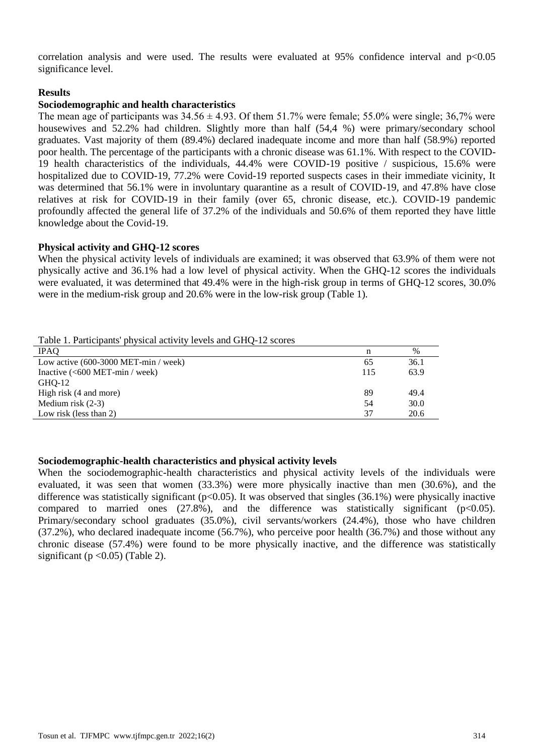correlation analysis and were used. The results were evaluated at 95% confidence interval and $p<0.05$ significance level.

## Results

### Sociodemographic and health characteristics

The mean age of participants was $34.56 \pm 4.93$. Of them 51.7% were female; 55.0% were single; 36,7% were housewives and 52.2% had children. Slightly more than half (54,4 %) were primary/secondary school graduates. Vast majority of them (89.4%) declared inadequate income and more than half (58.9%) reported poor health. The percentage of the participants with a chronic disease was 61.1%. With respect to the COVID-19 health characteristics of the individuals, 44.4% were COVID-19 positive / suspicious, 15.6% were hospitalized due to COVID-19, 77.2% were Covid-19 reported suspects cases in their immediate vicinity, It was determined that 56.1% were in involuntary quarantine as a result of COVID-19, and 47.8% have close relatives at risk for COVID-19 in their family (over 65, chronic disease, etc.). COVID-19 pandemic profoundly affected the general life of 37.2% of the individuals and 50.6% of them reported they have little knowledge about the Covid-19.

### Physical activity and GHQ-12 scores

When the physical activity levels of individuals are examined; it was observed that 63.9% of them were not physically active and 36.1% had a low level of physical activity. When the GHQ-12 scores the individuals were evaluated, it was determined that 49.4% were in the high-risk group in terms of GHQ-12 scores, 30.0% were in the medium-risk group and 20.6% were in the low-risk group (Table 1).

Table 1. Participants' physical activity levels and GHQ-12 scores

| IPAQ | n | % |
|---|---|---|
| Low active (600-3000 MET-min / week) | 65 | 36.1 |
| Inactive (<600 MET-min / week) | 115 | 63.9 |
| GHQ-12 | | |
| High risk (4 and more) | 89 | 49.4 |
| Medium risk (2-3) | 54 | 30.0 |
| Low risk (less than 2) | 37 | 20.6 |

### Sociodemographic-health characteristics and physical activity levels

When the sociodemographic-health characteristics and physical activity levels of the individuals were evaluated, it was seen that women (33.3%) were more physically inactive than men (30.6%), and the difference was statistically significant ($p<0.05$). It was observed that singles (36.1%) were physically inactive compared to married ones (27.8%), and the difference was statistically significant ($p<0.05$). Primary/secondary school graduates (35.0%), civil servants/workers (24.4%), those who have children (37.2%), who declared inadequate income (56.7%), who perceive poor health (36.7%) and those without any chronic disease (57.4%) were found to be more physically inactive, and the difference was statistically significant ($p <0.05$) (Table 2).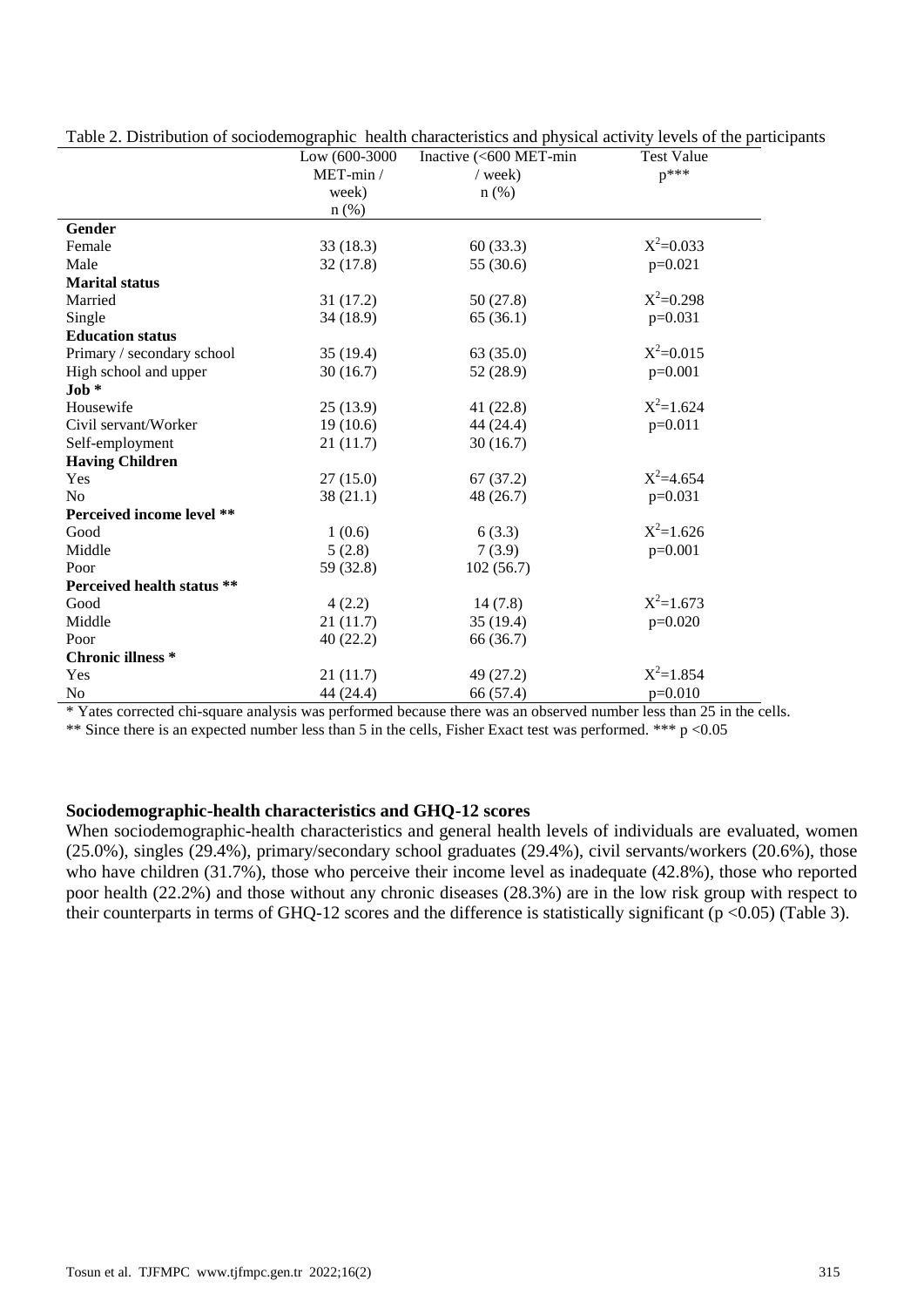Table 2. Distribution of sociodemographic health characteristics and physical activity levels of the participants

| | Low (600-3000 MET-min / week) n (%) | Inactive (<600 MET-min / week) n (%) | Test Value p*** |
|---|---|---|---|
| **Gender** | | | |
| Female | 33 (18.3) | 60 (33.3) | $X^2$=0.033 |
| Male | 32 (17.8) | 55 (30.6) | p=0.021 |
| **Marital status** | | | |
| Married | 31 (17.2) | 50 (27.8) | $X^2$=0.298 |
| Single | 34 (18.9) | 65 (36.1) | p=0.031 |
| **Education status** | | | |
| Primary / secondary school | 35 (19.4) | 63 (35.0) | $X^2$=0.015 |
| High school and upper | 30 (16.7) | 52 (28.9) | p=0.001 |
| **Job** * | | | |
| Housewife | 25 (13.9) | 41 (22.8) | $X^2$=1.624 |
| Civil servant/Worker | 19 (10.6) | 44 (24.4) | p=0.011 |
| Self-employment | 21 (11.7) | 30 (16.7) | |
| **Having Children** | | | |
| Yes | 27 (15.0) | 67 (37.2) | $X^2$=4.654 |
| No | 38 (21.1) | 48 (26.7) | p=0.031 |
| **Perceived income level** ** | | | |
| Good | 1 (0.6) | 6 (3.3) | $X^2$=1.626 |
| Middle | 5 (2.8) | 7 (3.9) | p=0.001 |
| Poor | 59 (32.8) | 102 (56.7) | |
| **Perceived health status** ** | | | |
| Good | 4 (2.2) | 14 (7.8) | $X^2$=1.673 |
| Middle | 21 (11.7) | 35 (19.4) | p=0.020 |
| Poor | 40 (22.2) | 66 (36.7) | |
| **Chronic illness** * | | | |
| Yes | 21 (11.7) | 49 (27.2) | $X^2$=1.854 |
| No | 44 (24.4) | 66 (57.4) | p=0.010 |

\* Yates corrected chi-square analysis was performed because there was an observed number less than 25 in the cells.
** Since there is an expected number less than 5 in the cells, Fisher Exact test was performed. *** $p < 0.05$

### Sociodemographic-health characteristics and GHQ-12 scores

When sociodemographic-health characteristics and general health levels of individuals are evaluated, women (25.0%), singles (29.4%), primary/secondary school graduates (29.4%), civil servants/workers (20.6%), those who have children (31.7%), those who perceive their income level as inadequate (42.8%), those who reported poor health (22.2%) and those without any chronic diseases (28.3%) are in the low risk group with respect to their counterparts in terms of GHQ-12 scores and the difference is statistically significant ($p < 0.05$) (Table 3).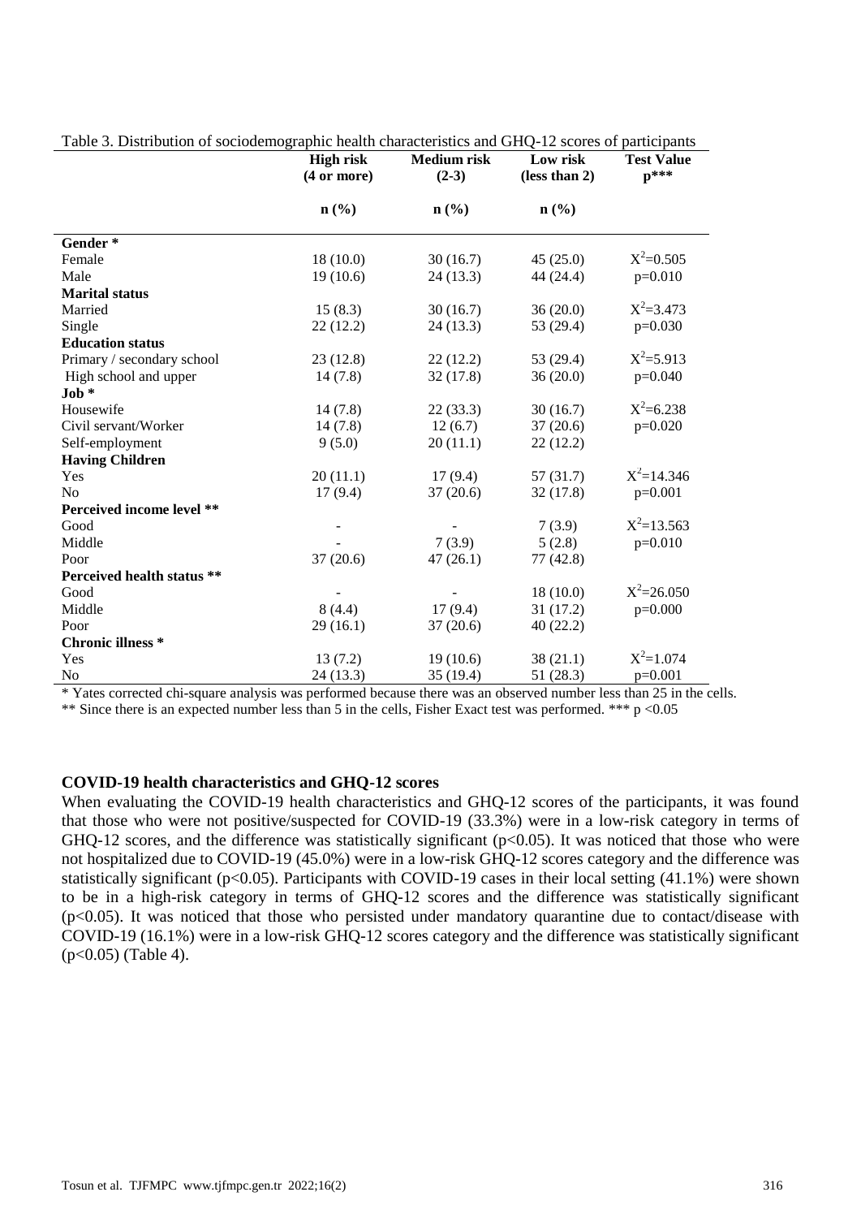Table 3. Distribution of sociodemographic health characteristics and GHQ-12 scores of participants

| | **High risk (4 or more)** | **Medium risk (2-3)** | **Low risk (less than 2)** | **Test Value p*** ** |
|---|---|---|---|---|
| | **n (%)** | **n (%)** | **n (%)** | |
| **Gender *** | | | | |
| Female | 18 (10.0) | 30 (16.7) | 45 (25.0) | $X^2$=0.505 |
| Male | 19 (10.6) | 24 (13.3) | 44 (24.4) | p=0.010 |
| **Marital status** | | | | |
| Married | 15 (8.3) | 30 (16.7) | 36 (20.0) | $X^2$=3.473 |
| Single | 22 (12.2) | 24 (13.3) | 53 (29.4) | p=0.030 |
| **Education status** | | | | |
| Primary / secondary school | 23 (12.8) | 22 (12.2) | 53 (29.4) | $X^2$=5.913 |
| High school and upper | 14 (7.8) | 32 (17.8) | 36 (20.0) | p=0.040 |
| **Job *** | | | | |
| Housewife | 14 (7.8) | 22 (33.3) | 30 (16.7) | $X^2$=6.238 |
| Civil servant/Worker | 14 (7.8) | 12 (6.7) | 37 (20.6) | p=0.020 |
| Self-employment | 9 (5.0) | 20 (11.1) | 22 (12.2) | |
| **Having Children** | | | | |
| Yes | 20 (11.1) | 17 (9.4) | 57 (31.7) | $X^2$=14.346 |
| No | 17 (9.4) | 37 (20.6) | 32 (17.8) | p=0.001 |
| **Perceived income level **** | | | | |
| Good | - | - | 7 (3.9) | $X^2$=13.563 |
| Middle | - | 7 (3.9) | 5 (2.8) | p=0.010 |
| Poor | 37 (20.6) | 47 (26.1) | 77 (42.8) | |
| **Perceived health status **** | | | | |
| Good | - | - | 18 (10.0) | $X^2$=26.050 |
| Middle | 8 (4.4) | 17 (9.4) | 31 (17.2) | p=0.000 |
| Poor | 29 (16.1) | 37 (20.6) | 40 (22.2) | |
| **Chronic illness *** | | | | |
| Yes | 13 (7.2) | 19 (10.6) | 38 (21.1) | $X^2$=1.074 |
| No | 24 (13.3) | 35 (19.4) | 51 (28.3) | p=0.001 |

* Yates corrected chi-square analysis was performed because there was an observed number less than 25 in the cells.
** Since there is an expected number less than 5 in the cells, Fisher Exact test was performed. *** $p < 0.05$

### COVID-19 health characteristics and GHQ-12 scores

When evaluating the COVID-19 health characteristics and GHQ-12 scores of the participants, it was found that those who were not positive/suspected for COVID-19 (33.3%) were in a low-risk category in terms of GHQ-12 scores, and the difference was statistically significant ($p<0.05$). It was noticed that those who were not hospitalized due to COVID-19 (45.0%) were in a low-risk GHQ-12 scores category and the difference was statistically significant ($p<0.05$). Participants with COVID-19 cases in their local setting (41.1%) were shown to be in a high-risk category in terms of GHQ-12 scores and the difference was statistically significant ($p<0.05$). It was noticed that those who persisted under mandatory quarantine due to contact/disease with COVID-19 (16.1%) were in a low-risk GHQ-12 scores category and the difference was statistically significant ($p<0.05$) (Table 4).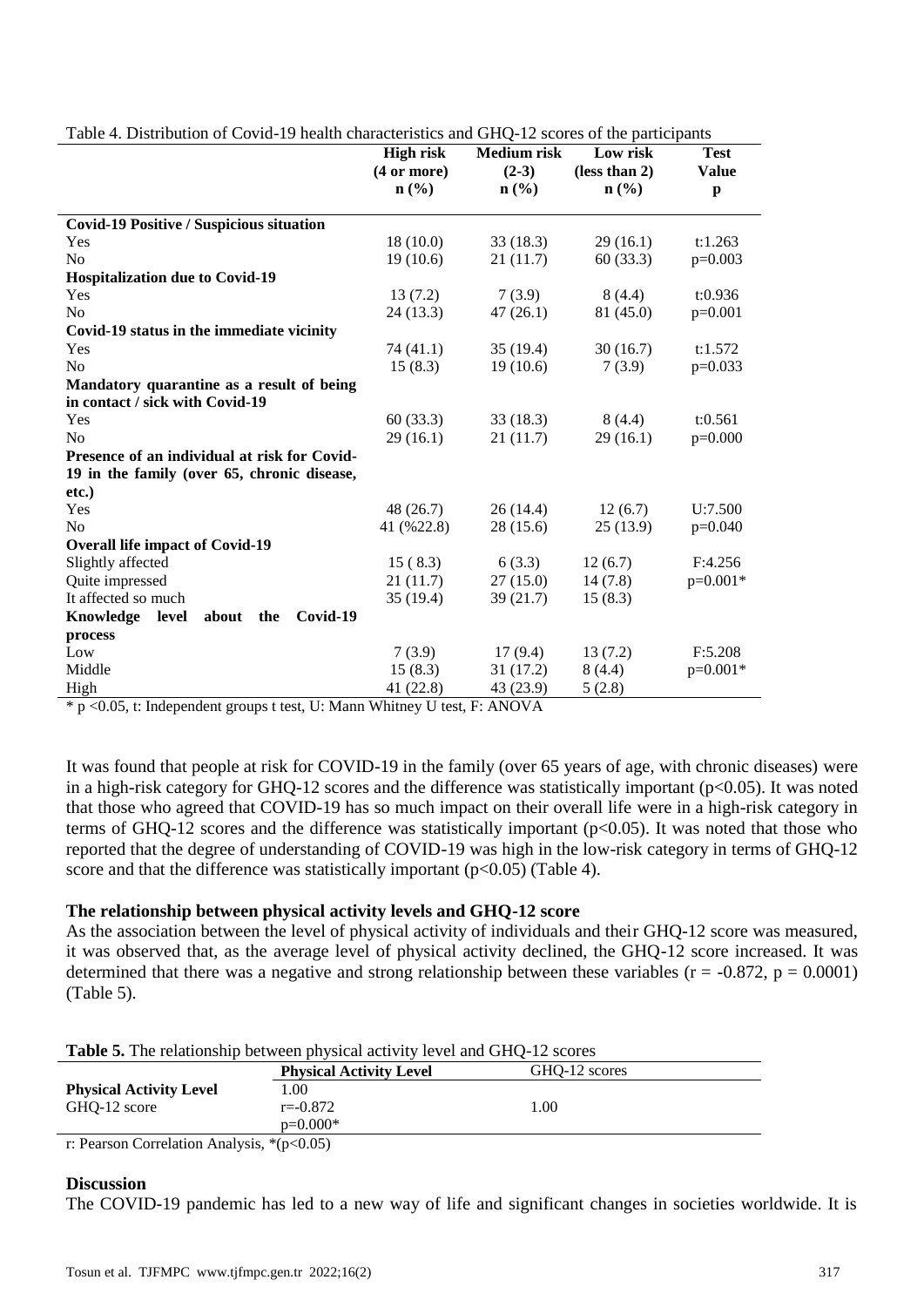Table 4. Distribution of Covid-19 health characteristics and GHQ-12 scores of the participants

| | High risk (4 or more) n (%) | Medium risk (2-3) n (%) | Low risk (less than 2) n (%) | Test Value p |
|---|---|---|---|---|
| **Covid-19 Positive / Suspicious situation** | | | | |
| Yes | 18 (10.0) | 33 (18.3) | 29 (16.1) | t:1.263 |
| No | 19 (10.6) | 21 (11.7) | 60 (33.3) | p=0.003 |
| **Hospitalization due to Covid-19** | | | | |
| Yes | 13 (7.2) | 7 (3.9) | 8 (4.4) | t:0.936 |
| No | 24 (13.3) | 47 (26.1) | 81 (45.0) | p=0.001 |
| **Covid-19 status in the immediate vicinity** | | | | |
| Yes | 74 (41.1) | 35 (19.4) | 30 (16.7) | t:1.572 |
| No | 15 (8.3) | 19 (10.6) | 7 (3.9) | p=0.033 |
| **Mandatory quarantine as a result of being in contact / sick with Covid-19** | | | | |
| Yes | 60 (33.3) | 33 (18.3) | 8 (4.4) | t:0.561 |
| No | 29 (16.1) | 21 (11.7) | 29 (16.1) | p=0.000 |
| **Presence of an individual at risk for Covid-19 in the family (over 65, chronic disease, etc.)** | | | | |
| Yes | 48 (26.7) | 26 (14.4) | 12 (6.7) | U:7.500 |
| No | 41 (%22.8) | 28 (15.6) | 25 (13.9) | p=0.040 |
| **Overall life impact of Covid-19** | | | | |
| Slightly affected | 15 ( 8.3) | 6 (3.3) | 12 (6.7) | F:4.256 |
| Quite impressed | 21 (11.7) | 27 (15.0) | 14 (7.8) | p=0.001* |
| It affected so much | 35 (19.4) | 39 (21.7) | 15 (8.3) | |
| **Knowledge level about the Covid-19 process** | | | | |
| Low | 7 (3.9) | 17 (9.4) | 13 (7.2) | F:5.208 |
| Middle | 15 (8.3) | 31 (17.2) | 8 (4.4) | p=0.001* |
| High | 41 (22.8) | 43 (23.9) | 5 (2.8) | |

* p <0.05, t: Independent groups t test, U: Mann Whitney U test, F: ANOVA

It was found that people at risk for COVID-19 in the family (over 65 years of age, with chronic diseases) were in a high-risk category for GHQ-12 scores and the difference was statistically important ($p<0.05$). It was noted that those who agreed that COVID-19 has so much impact on their overall life were in a high-risk category in terms of GHQ-12 scores and the difference was statistically important ($p<0.05$). It was noted that those who reported that the degree of understanding of COVID-19 was high in the low-risk category in terms of GHQ-12 score and that the difference was statistically important ($p<0.05$) (Table 4).

### The relationship between physical activity levels and GHQ-12 score

As the association between the level of physical activity of individuals and their GHQ-12 score was measured, it was observed that, as the average level of physical activity declined, the GHQ-12 score increased. It was determined that there was a negative and strong relationship between these variables ($r = -0.872$, $p = 0.0001$) (Table 5).

**Table 5.** The relationship between physical activity level and GHQ-12 scores

| | Physical Activity Level | GHQ-12 scores |
|---|---|---|
| **Physical Activity Level** | 1.00 | |
| GHQ-12 score | r=-0.872<br>p=0.000* | 1.00 |

r: Pearson Correlation Analysis, *(p<0.05)

## Discussion

The COVID-19 pandemic has led to a new way of life and significant changes in societies worldwide. It is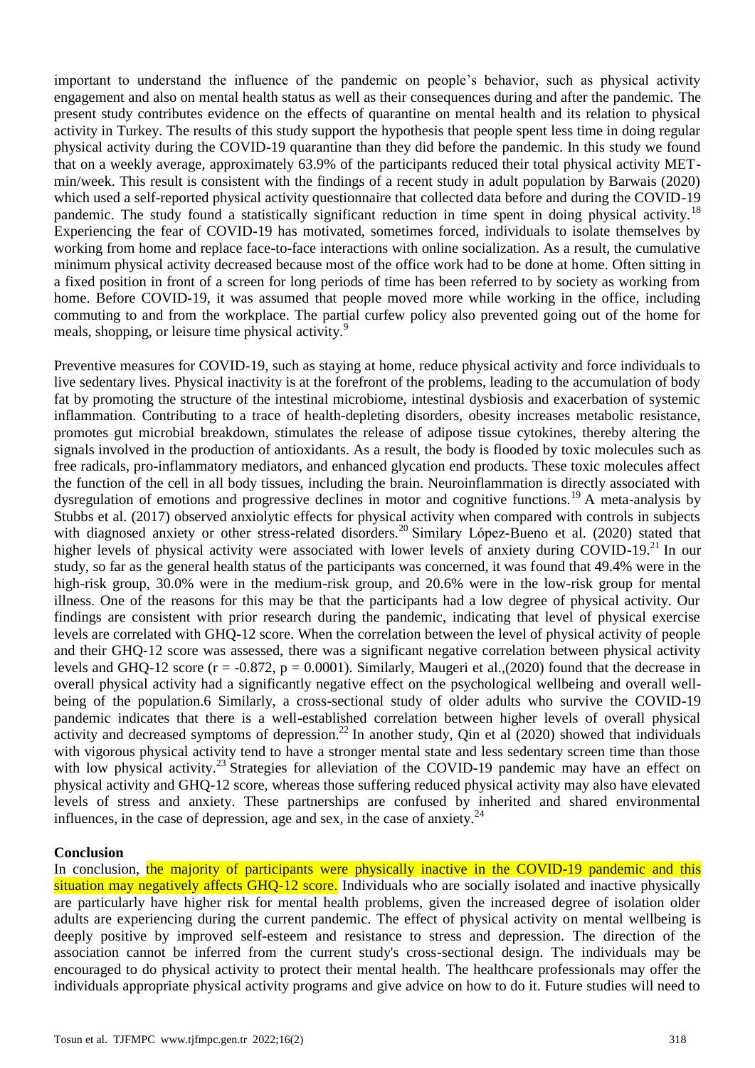important to understand the influence of the pandemic on people's behavior, such as physical activity engagement and also on mental health status as well as their consequences during and after the pandemic. The present study contributes evidence on the effects of quarantine on mental health and its relation to physical activity in Turkey. The results of this study support the hypothesis that people spent less time in doing regular physical activity during the COVID-19 quarantine than they did before the pandemic. In this study we found that on a weekly average, approximately 63.9% of the participants reduced their total physical activity MET-min/week. This result is consistent with the findings of a recent study in adult population by Barwais (2020) which used a self-reported physical activity questionnaire that collected data before and during the COVID-19 pandemic. The study found a statistically significant reduction in time spent in doing physical activity.[18] Experiencing the fear of COVID-19 has motivated, sometimes forced, individuals to isolate themselves by working from home and replace face-to-face interactions with online socialization. As a result, the cumulative minimum physical activity decreased because most of the office work had to be done at home. Often sitting in a fixed position in front of a screen for long periods of time has been referred to by society as working from home. Before COVID-19, it was assumed that people moved more while working in the office, including commuting to and from the workplace. The partial curfew policy also prevented going out of the home for meals, shopping, or leisure time physical activity.[9]

Preventive measures for COVID-19, such as staying at home, reduce physical activity and force individuals to live sedentary lives. Physical inactivity is at the forefront of the problems, leading to the accumulation of body fat by promoting the structure of the intestinal microbiome, intestinal dysbiosis and exacerbation of systemic inflammation. Contributing to a trace of health-depleting disorders, obesity increases metabolic resistance, promotes gut microbial breakdown, stimulates the release of adipose tissue cytokines, thereby altering the signals involved in the production of antioxidants. As a result, the body is flooded by toxic molecules such as free radicals, pro-inflammatory mediators, and enhanced glycation end products. These toxic molecules affect the function of the cell in all body tissues, including the brain. Neuroinflammation is directly associated with dysregulation of emotions and progressive declines in motor and cognitive functions.[19] A meta-analysis by Stubbs et al. (2017) observed anxiolytic effects for physical activity when compared with controls in subjects with diagnosed anxiety or other stress-related disorders.[20] Similary López-Bueno et al. (2020) stated that higher levels of physical activity were associated with lower levels of anxiety during COVID-19.[21] In our study, so far as the general health status of the participants was concerned, it was found that 49.4% were in the high-risk group, 30.0% were in the medium-risk group, and 20.6% were in the low-risk group for mental illness. One of the reasons for this may be that the participants had a low degree of physical activity. Our findings are consistent with prior research during the pandemic, indicating that level of physical exercise levels are correlated with GHQ-12 score. When the correlation between the level of physical activity of people and their GHQ-12 score was assessed, there was a significant negative correlation between physical activity levels and GHQ-12 score ($r = -0.872$, $p = 0.0001$). Similarly, Maugeri et al.,(2020) found that the decrease in overall physical activity had a significantly negative effect on the psychological wellbeing and overall well-being of the population.6 Similarly, a cross-sectional study of older adults who survive the COVID-19 pandemic indicates that there is a well-established correlation between higher levels of overall physical activity and decreased symptoms of depression.[22] In another study, Qin et al (2020) showed that individuals with vigorous physical activity tend to have a stronger mental state and less sedentary screen time than those with low physical activity.[23] Strategies for alleviation of the COVID-19 pandemic may have an effect on physical activity and GHQ-12 score, whereas those suffering reduced physical activity may also have elevated levels of stress and anxiety. These partnerships are confused by inherited and shared environmental influences, in the case of depression, age and sex, in the case of anxiety.[24]

## Conclusion

In conclusion, the majority of participants were physically inactive in the COVID-19 pandemic and this situation may negatively affects GHQ-12 score. Individuals who are socially isolated and inactive physically are particularly have higher risk for mental health problems, given the increased degree of isolation older adults are experiencing during the current pandemic. The effect of physical activity on mental wellbeing is deeply positive by improved self-esteem and resistance to stress and depression. The direction of the association cannot be inferred from the current study's cross-sectional design. The individuals may be encouraged to do physical activity to protect their mental health. The healthcare professionals may offer the individuals appropriate physical activity programs and give advice on how to do it. Future studies will need to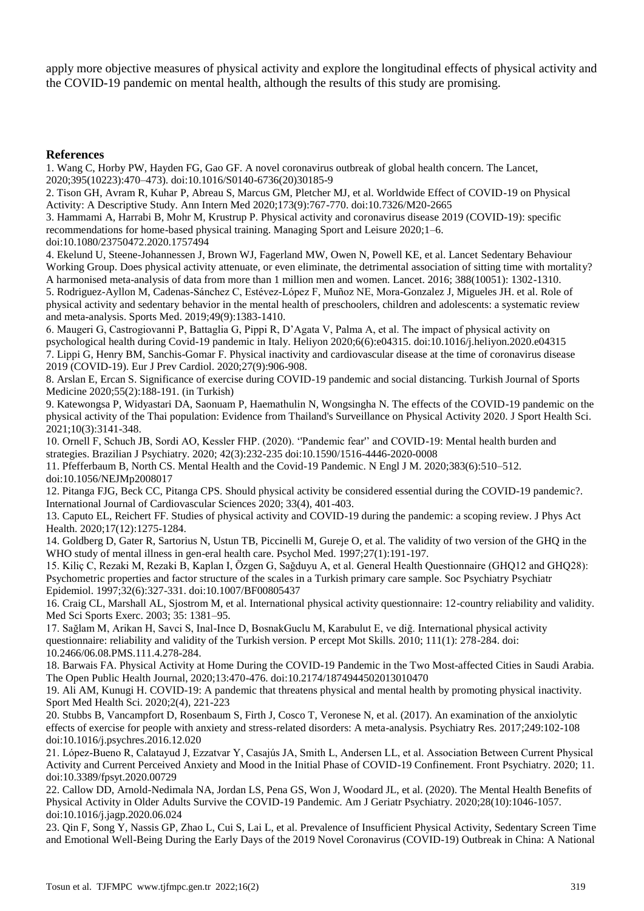apply more objective measures of physical activity and explore the longitudinal effects of physical activity and the COVID-19 pandemic on mental health, although the results of this study are promising.

## References

1. Wang C, Horby PW, Hayden FG, Gao GF. A novel coronavirus outbreak of global health concern. The Lancet, 2020;395(10223):470–473). doi:10.1016/S0140-6736(20)30185-9
2. Tison GH, Avram R, Kuhar P, Abreau S, Marcus GM, Pletcher MJ, et al. Worldwide Effect of COVID-19 on Physical Activity: A Descriptive Study. Ann Intern Med 2020;173(9):767-770. doi:10.7326/M20-2665
3. Hammami A, Harrabi B, Mohr M, Krustrup P. Physical activity and coronavirus disease 2019 (COVID-19): specific recommendations for home-based physical training. Managing Sport and Leisure 2020;1–6. doi:10.1080/23750472.2020.1757494
4. Ekelund U, Steene-Johannessen J, Brown WJ, Fagerland MW, Owen N, Powell KE, et al. Lancet Sedentary Behaviour Working Group. Does physical activity attenuate, or even eliminate, the detrimental association of sitting time with mortality? A harmonised meta-analysis of data from more than 1 million men and women. Lancet. 2016; 388(10051): 1302-1310.
5. Rodriguez-Ayllon M, Cadenas-Sánchez C, Estévez-López F, Muñoz NE, Mora-Gonzalez J, Migueles JH. et al. Role of physical activity and sedentary behavior in the mental health of preschoolers, children and adolescents: a systematic review and meta-analysis. Sports Med. 2019;49(9):1383-1410.
6. Maugeri G, Castrogiovanni P, Battaglia G, Pippi R, D'Agata V, Palma A, et al. The impact of physical activity on psychological health during Covid-19 pandemic in Italy. Heliyon 2020;6(6):e04315. doi:10.1016/j.heliyon.2020.e04315
7. Lippi G, Henry BM, Sanchis-Gomar F. Physical inactivity and cardiovascular disease at the time of coronavirus disease 2019 (COVID-19). Eur J Prev Cardiol. 2020;27(9):906-908.
8. Arslan E, Ercan S. Significance of exercise during COVID-19 pandemic and social distancing. Turkish Journal of Sports Medicine 2020;55(2):188-191. (in Turkish)
9. Katewongsa P, Widyastari DA, Saonuam P, Haemathulin N, Wongsingha N. The effects of the COVID-19 pandemic on the physical activity of the Thai population: Evidence from Thailand's Surveillance on Physical Activity 2020. J Sport Health Sci. 2021;10(3):3141-348.
10. Ornell F, Schuch JB, Sordi AO, Kessler FHP. (2020). ''Pandemic fear'' and COVID-19: Mental health burden and strategies. Brazilian J Psychiatry. 2020; 42(3):232-235 doi:10.1590/1516-4446-2020-0008
11. Pfefferbaum B, North CS. Mental Health and the Covid-19 Pandemic. N Engl J M. 2020;383(6):510–512. doi:10.1056/NEJMp2008017
12. Pitanga FJG, Beck CC, Pitanga CPS. Should physical activity be considered essential during the COVID-19 pandemic?. International Journal of Cardiovascular Sciences 2020; 33(4), 401-403.
13. Caputo EL, Reichert FF. Studies of physical activity and COVID-19 during the pandemic: a scoping review. J Phys Act Health. 2020;17(12):1275-1284.
14. Goldberg D, Gater R, Sartorius N, Ustun TB, Piccinelli M, Gureje O, et al. The validity of two version of the GHQ in the WHO study of mental illness in gen-eral health care. Psychol Med. 1997;27(1):191-197.
15. Kiliç C, Rezaki M, Rezaki B, Kaplan I, Özgen G, Sağduyu A, et al. General Health Questionnaire (GHQ12 and GHQ28): Psychometric properties and factor structure of the scales in a Turkish primary care sample. Soc Psychiatry Psychiatr Epidemiol. 1997;32(6):327-331. doi:10.1007/BF00805437
16. Craig CL, Marshall AL, Sjostrom M, et al. International physical activity questionnaire: 12-country reliability and validity. Med Sci Sports Exerc. 2003; 35: 1381–95.
17. Sağlam M, Arikan H, Savci S, Inal-Ince D, BosnakGuclu M, Karabulut E, ve diğ. International physical activity questionnaire: reliability and validity of the Turkish version. P ercept Mot Skills. 2010; 111(1): 278-284. doi: 10.2466/06.08.PMS.111.4.278-284.
18. Barwais FA. Physical Activity at Home During the COVID-19 Pandemic in the Two Most-affected Cities in Saudi Arabia. The Open Public Health Journal, 2020;13:470-476. doi:10.2174/1874944502013010470
19. Ali AM, Kunugi H. COVID-19: A pandemic that threatens physical and mental health by promoting physical inactivity. Sport Med Health Sci. 2020;2(4), 221-223
20. Stubbs B, Vancampfort D, Rosenbaum S, Firth J, Cosco T, Veronese N, et al. (2017). An examination of the anxiolytic effects of exercise for people with anxiety and stress-related disorders: A meta-analysis. Psychiatry Res. 2017;249:102-108 doi:10.1016/j.psychres.2016.12.020
21. López-Bueno R, Calatayud J, Ezzatvar Y, Casajús JA, Smith L, Andersen LL, et al. Association Between Current Physical Activity and Current Perceived Anxiety and Mood in the Initial Phase of COVID-19 Confinement. Front Psychiatry. 2020; 11. doi:10.3389/fpsyt.2020.00729
22. Callow DD, Arnold-Nedimala NA, Jordan LS, Pena GS, Won J, Woodard JL, et al. (2020). The Mental Health Benefits of Physical Activity in Older Adults Survive the COVID-19 Pandemic. Am J Geriatr Psychiatry. 2020;28(10):1046-1057. doi:10.1016/j.jagp.2020.06.024
23. Qin F, Song Y, Nassis GP, Zhao L, Cui S, Lai L, et al. Prevalence of Insufficient Physical Activity, Sedentary Screen Time and Emotional Well-Being During the Early Days of the 2019 Novel Coronavirus (COVID-19) Outbreak in China: A National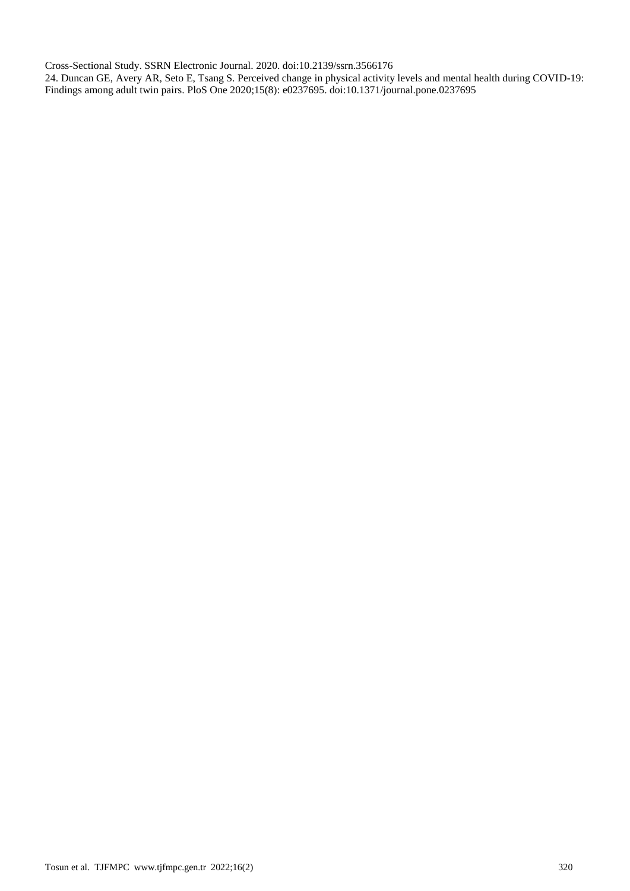Cross-Sectional Study. SSRN Electronic Journal. 2020. doi:10.2139/ssrn.3566176

24. Duncan GE, Avery AR, Seto E, Tsang S. Perceived change in physical activity levels and mental health during COVID-19: Findings among adult twin pairs. PloS One 2020;15(8): e0237695. doi:10.1371/journal.pone.0237695